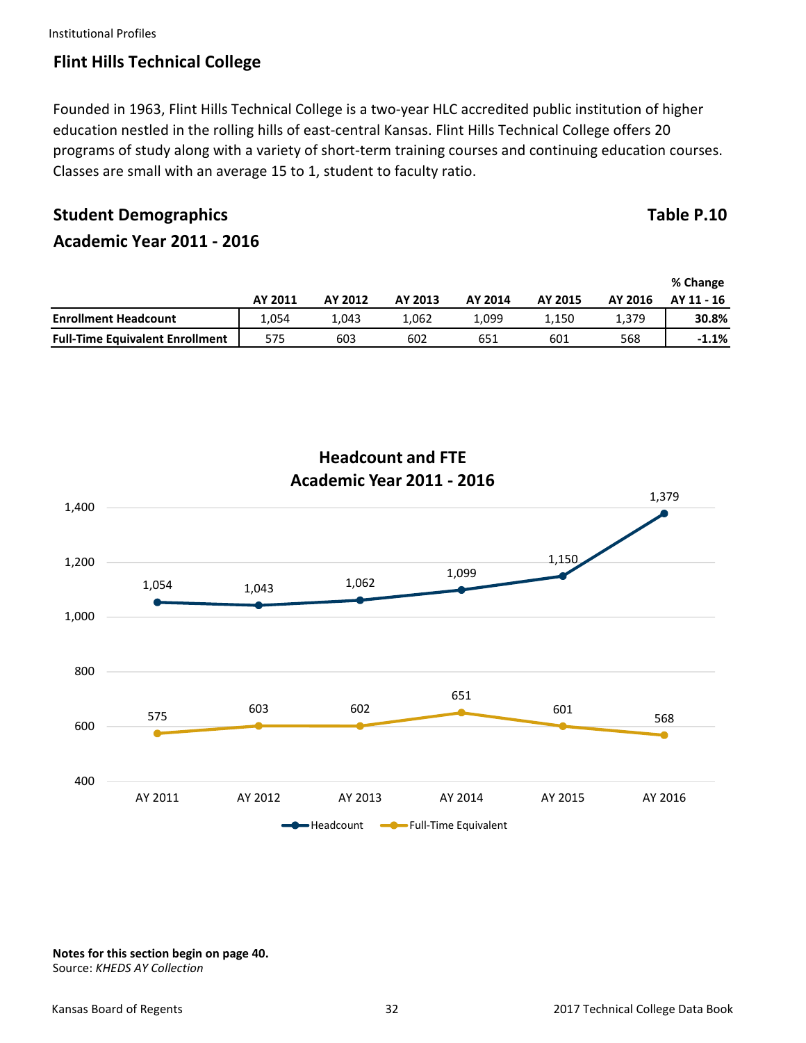## Flint Hills Technical College

Founded in 1963, Flint Hills Technical College is a two-year HLC accredited public institution of higher education nestled in the rolling hills of east-central Kansas. Flint Hills Technical College offers 20 programs of study along with a variety of short-term training courses and continuing education courses. Classes are small with an average 15 to 1, student to faculty ratio.

### Student Demographics
### Academic Year 2011 - 2016

**Table P.10**

| | AY 2011 | AY 2012 | AY 2013 | AY 2014 | AY 2015 | AY 2016 | % Change AY 11 - 16 |
|---|---|---|---|---|---|---|---|
| **Enrollment Headcount** | 1,054 | 1,043 | 1,062 | 1,099 | 1,150 | 1,379 | **30.8%** |
| **Full-Time Equivalent Enrollment** | 575 | 603 | 602 | 651 | 601 | 568 | **-1.1%** |

**Headcount and FTE**
**Academic Year 2011 - 2016**

1,400
1,200
1,000
800
600
400

AY 2011 AY 2012 AY 2013 AY 2014 AY 2015 AY 2016

Headcount: 1,054 1,043 1,062 1,099 1,150 1,379

Full-Time Equivalent: 575 603 602 651 601 568

Headcount — Full-Time Equivalent

**Notes for this section begin on page 40.**
Source: *KHEDS AY Collection*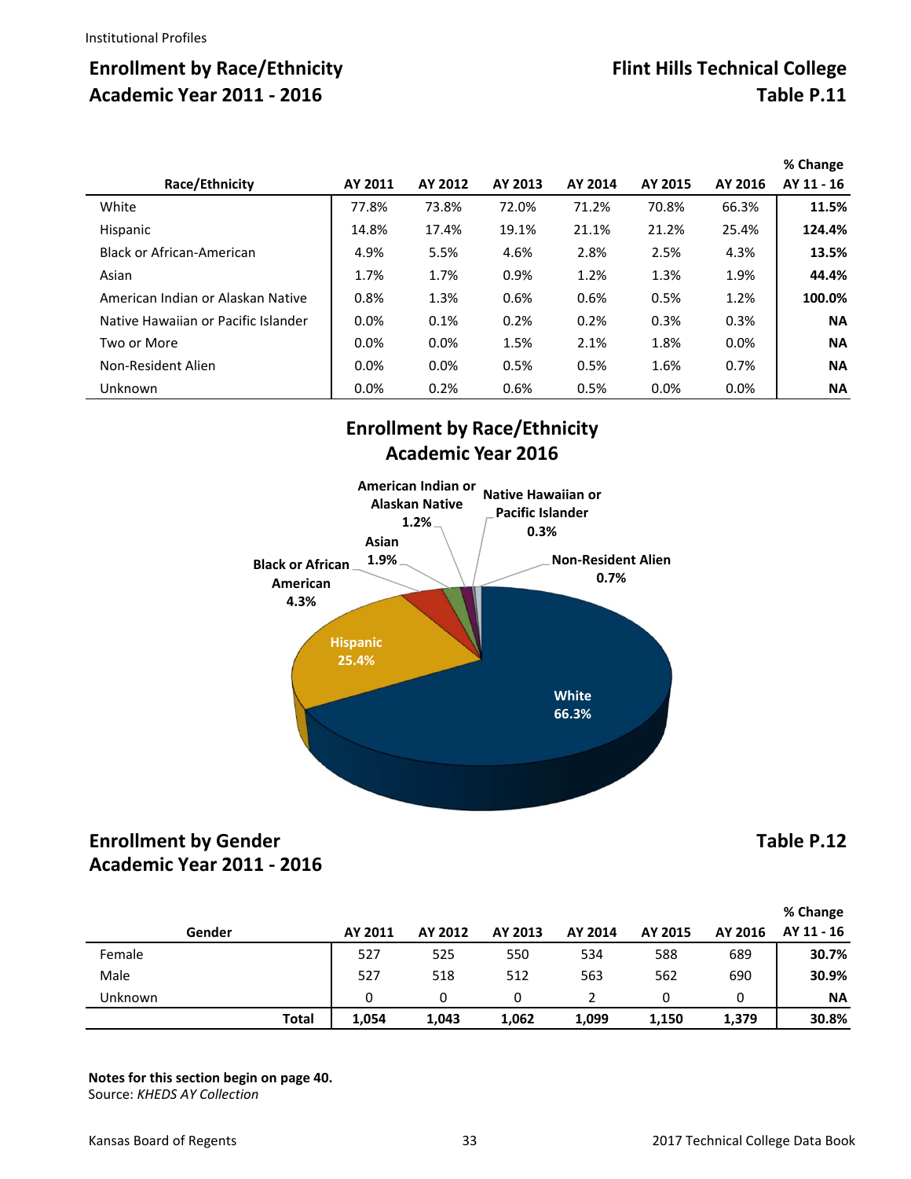## Enrollment by Race/Ethnicity
## Academic Year 2011 - 2016

## Flint Hills Technical College
## Table P.11

| Race/Ethnicity | AY 2011 | AY 2012 | AY 2013 | AY 2014 | AY 2015 | AY 2016 | % Change AY 11 - 16 |
|---|---|---|---|---|---|---|---|
| White | 77.8% | 73.8% | 72.0% | 71.2% | 70.8% | 66.3% | **11.5%** |
| Hispanic | 14.8% | 17.4% | 19.1% | 21.1% | 21.2% | 25.4% | **124.4%** |
| Black or African-American | 4.9% | 5.5% | 4.6% | 2.8% | 2.5% | 4.3% | **13.5%** |
| Asian | 1.7% | 1.7% | 0.9% | 1.2% | 1.3% | 1.9% | **44.4%** |
| American Indian or Alaskan Native | 0.8% | 1.3% | 0.6% | 0.6% | 0.5% | 1.2% | **100.0%** |
| Native Hawaiian or Pacific Islander | 0.0% | 0.1% | 0.2% | 0.2% | 0.3% | 0.3% | **NA** |
| Two or More | 0.0% | 0.0% | 1.5% | 2.1% | 1.8% | 0.0% | **NA** |
| Non-Resident Alien | 0.0% | 0.0% | 0.5% | 0.5% | 1.6% | 0.7% | **NA** |
| Unknown | 0.0% | 0.2% | 0.6% | 0.5% | 0.0% | 0.0% | **NA** |

**Enrollment by Race/Ethnicity**
**Academic Year 2016**

American Indian or Alaskan Native 1.2%
Native Hawaiian or Pacific Islander 0.3%
Asian 1.9%
Black or African American 4.3%
Non-Resident Alien 0.7%
Hispanic 25.4%
White 66.3%

## Enrollment by Gender
## Academic Year 2011 - 2016

## Table P.12

| Gender | AY 2011 | AY 2012 | AY 2013 | AY 2014 | AY 2015 | AY 2016 | % Change AY 11 - 16 |
|---|---|---|---|---|---|---|---|
| Female | 527 | 525 | 550 | 534 | 588 | 689 | **30.7%** |
| Male | 527 | 518 | 512 | 563 | 562 | 690 | **30.9%** |
| Unknown | 0 | 0 | 0 | 2 | 0 | 0 | **NA** |
| **Total** | **1,054** | **1,043** | **1,062** | **1,099** | **1,150** | **1,379** | **30.8%** |

**Notes for this section begin on page 40.**
Source: *KHEDS AY Collection*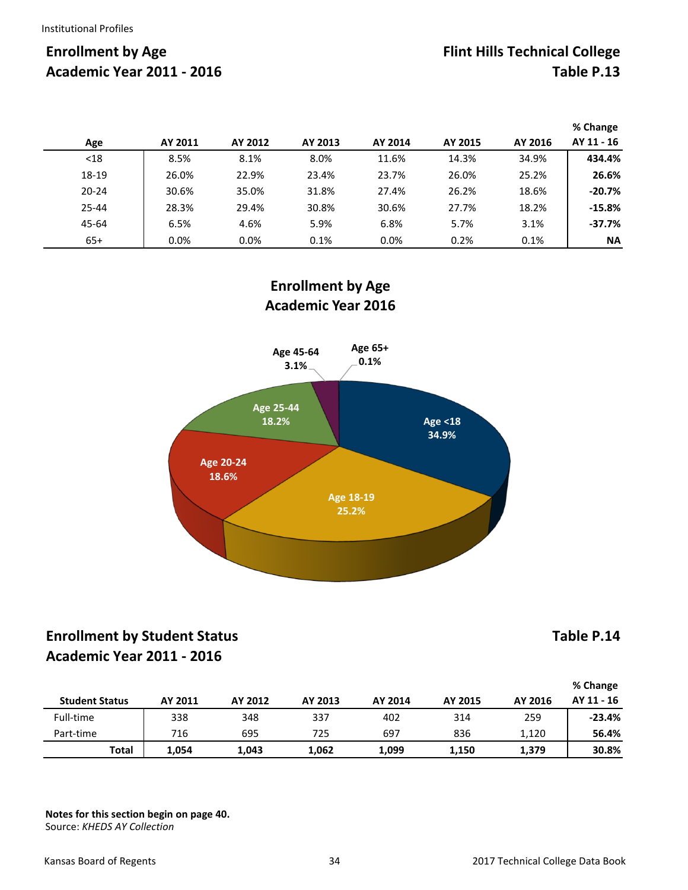## Enrollment by Age
## Academic Year 2011 - 2016

## Flint Hills Technical College
## Table P.13

| Age | AY 2011 | AY 2012 | AY 2013 | AY 2014 | AY 2015 | AY 2016 | % Change AY 11 - 16 |
|---|---|---|---|---|---|---|---|
| <18 | 8.5% | 8.1% | 8.0% | 11.6% | 14.3% | 34.9% | **434.4%** |
| 18-19 | 26.0% | 22.9% | 23.4% | 23.7% | 26.0% | 25.2% | **26.6%** |
| 20-24 | 30.6% | 35.0% | 31.8% | 27.4% | 26.2% | 18.6% | **-20.7%** |
| 25-44 | 28.3% | 29.4% | 30.8% | 30.6% | 27.7% | 18.2% | **-15.8%** |
| 45-64 | 6.5% | 4.6% | 5.9% | 6.8% | 5.7% | 3.1% | **-37.7%** |
| 65+ | 0.0% | 0.0% | 0.1% | 0.0% | 0.2% | 0.1% | **NA** |

**Enrollment by Age**
**Academic Year 2016**

Age 45-64
3.1%

Age 65+
0.1%

Age 25-44
18.2%

Age <18
34.9%

Age 20-24
18.6%

Age 18-19
25.2%

## Enrollment by Student Status
## Academic Year 2011 - 2016

## Table P.14

| Student Status | AY 2011 | AY 2012 | AY 2013 | AY 2014 | AY 2015 | AY 2016 | % Change AY 11 - 16 |
|---|---|---|---|---|---|---|---|
| Full-time | 338 | 348 | 337 | 402 | 314 | 259 | **-23.4%** |
| Part-time | 716 | 695 | 725 | 697 | 836 | 1,120 | **56.4%** |
| **Total** | **1,054** | **1,043** | **1,062** | **1,099** | **1,150** | **1,379** | **30.8%** |

**Notes for this section begin on page 40.**
Source: *KHEDS AY Collection*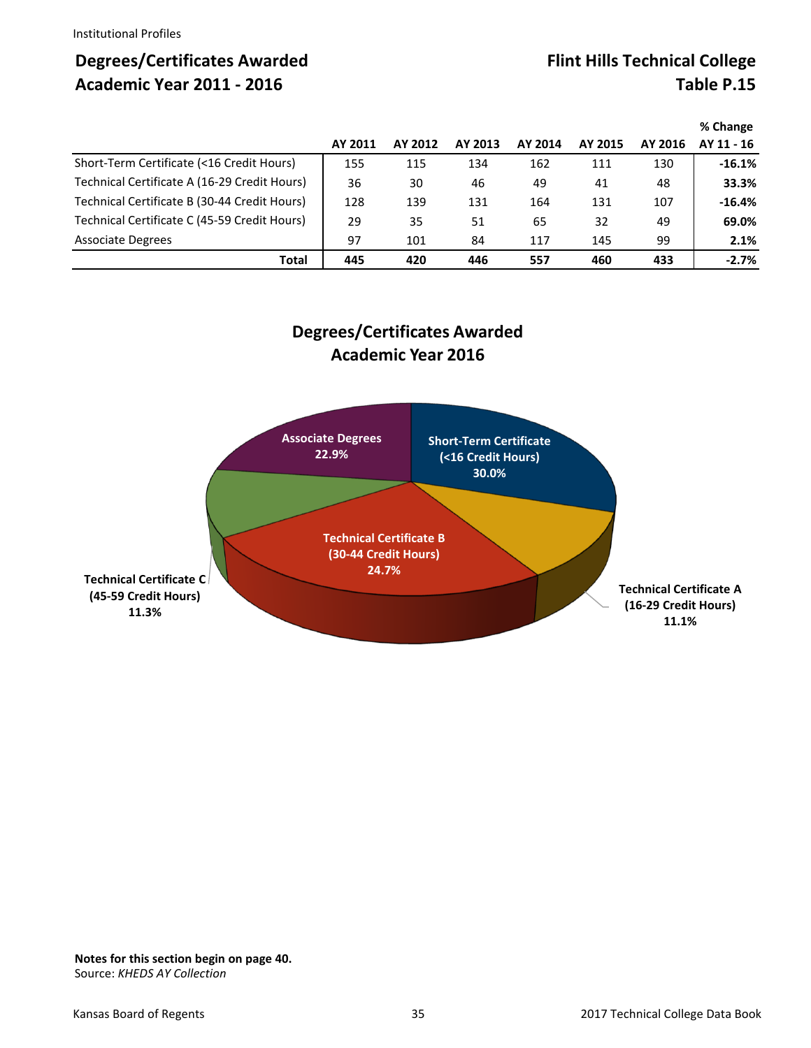## Degrees/Certificates Awarded
## Academic Year 2011 - 2016

## Flint Hills Technical College
## Table P.15

| | AY 2011 | AY 2012 | AY 2013 | AY 2014 | AY 2015 | AY 2016 | % Change AY 11 - 16 |
|---|---|---|---|---|---|---|---|
| Short-Term Certificate (<16 Credit Hours) | 155 | 115 | 134 | 162 | 111 | 130 | **-16.1%** |
| Technical Certificate A (16-29 Credit Hours) | 36 | 30 | 46 | 49 | 41 | 48 | **33.3%** |
| Technical Certificate B (30-44 Credit Hours) | 128 | 139 | 131 | 164 | 131 | 107 | **-16.4%** |
| Technical Certificate C (45-59 Credit Hours) | 29 | 35 | 51 | 65 | 32 | 49 | **69.0%** |
| Associate Degrees | 97 | 101 | 84 | 117 | 145 | 99 | **2.1%** |
| **Total** | **445** | **420** | **446** | **557** | **460** | **433** | **-2.7%** |

### Degrees/Certificates Awarded
### Academic Year 2016

Associate Degrees 22.9%

Short-Term Certificate (<16 Credit Hours) 30.0%

Technical Certificate B (30-44 Credit Hours) 24.7%

Technical Certificate C (45-59 Credit Hours) 11.3%

Technical Certificate A (16-29 Credit Hours) 11.1%

**Notes for this section begin on page 40.**
Source: *KHEDS AY Collection*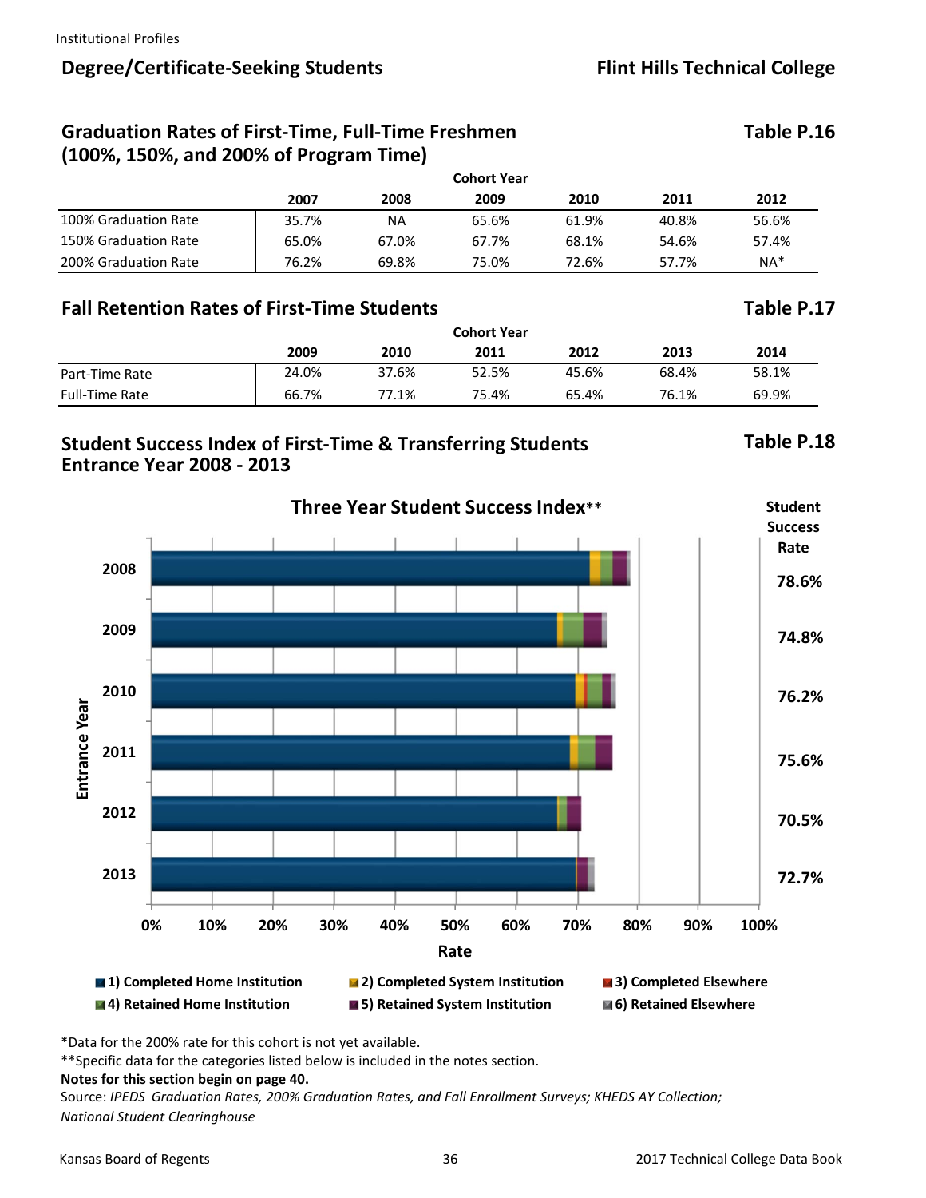## Degree/Certificate-Seeking Students

## Flint Hills Technical College

### Graduation Rates of First-Time, Full-Time Freshmen (100%, 150%, and 200% of Program Time)

**Table P.16**

| | Cohort Year | | | | | |
|---|---|---|---|---|---|---|
| | 2007 | 2008 | 2009 | 2010 | 2011 | 2012 |
| 100% Graduation Rate | 35.7% | NA | 65.6% | 61.9% | 40.8% | 56.6% |
| 150% Graduation Rate | 65.0% | 67.0% | 67.7% | 68.1% | 54.6% | 57.4% |
| 200% Graduation Rate | 76.2% | 69.8% | 75.0% | 72.6% | 57.7% | NA* |

### Fall Retention Rates of First-Time Students

**Table P.17**

| | Cohort Year | | | | | |
|---|---|---|---|---|---|---|
| | 2009 | 2010 | 2011 | 2012 | 2013 | 2014 |
| Part-Time Rate | 24.0% | 37.6% | 52.5% | 45.6% | 68.4% | 58.1% |
| Full-Time Rate | 66.7% | 77.1% | 75.4% | 65.4% | 76.1% | 69.9% |

### Student Success Index of First-Time & Transferring Students Entrance Year 2008 - 2013

**Table P.18**

Three Year Student Success Index**

Student Success Rate

Entrance Year

2008 78.6%

2009 74.8%

2010 76.2%

2011 75.6%

2012 70.5%

2013 72.7%

0% 10% 20% 30% 40% 50% 60% 70% 80% 90% 100%

Rate

1) Completed Home Institution
2) Completed System Institution
3) Completed Elsewhere
4) Retained Home Institution
5) Retained System Institution
6) Retained Elsewhere

*Data for the 200% rate for this cohort is not yet available.

**Specific data for the categories listed below is included in the notes section.

**Notes for this section begin on page 40.**

Source: *IPEDS Graduation Rates, 200% Graduation Rates, and Fall Enrollment Surveys; KHEDS AY Collection; National Student Clearinghouse*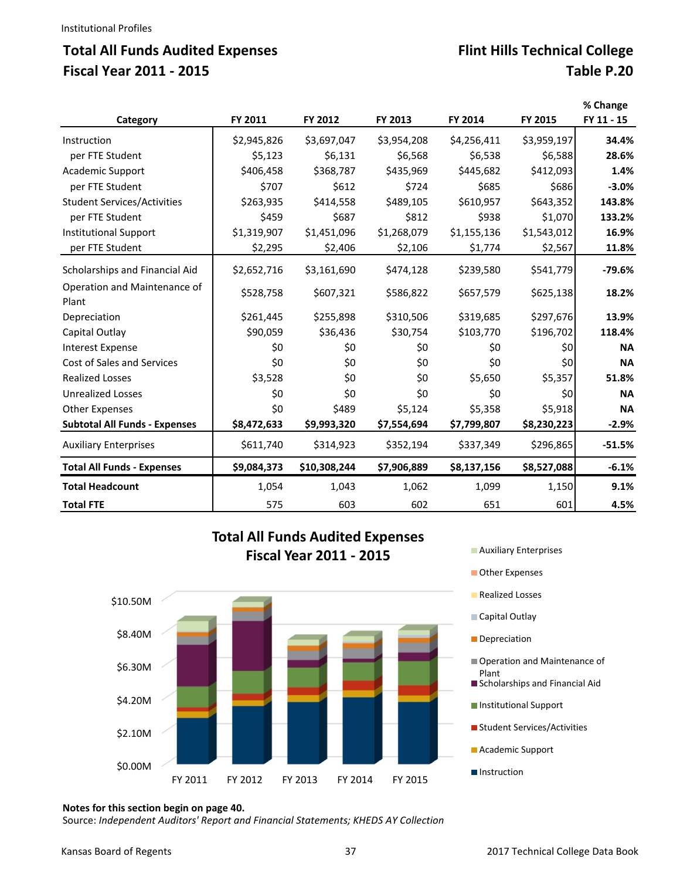# Total All Funds Audited Expenses Fiscal Year 2011 - 2015

# Flint Hills Technical College Table P.20

| Category | FY 2011 | FY 2012 | FY 2013 | FY 2014 | FY 2015 | % Change FY 11 - 15 |
|---|---|---|---|---|---|---|
| Instruction | $2,945,826 | $3,697,047 | $3,954,208 | $4,256,411 | $3,959,197 | **34.4%** |
| per FTE Student | $5,123 | $6,131 | $6,568 | $6,538 | $6,588 | **28.6%** |
| Academic Support | $406,458 | $368,787 | $435,969 | $445,682 | $412,093 | **1.4%** |
| per FTE Student | $707 | $612 | $724 | $685 | $686 | **-3.0%** |
| Student Services/Activities | $263,935 | $414,558 | $489,105 | $610,957 | $643,352 | **143.8%** |
| per FTE Student | $459 | $687 | $812 | $938 | $1,070 | **133.2%** |
| Institutional Support | $1,319,907 | $1,451,096 | $1,268,079 | $1,155,136 | $1,543,012 | **16.9%** |
| per FTE Student | $2,295 | $2,406 | $2,106 | $1,774 | $2,567 | **11.8%** |
| Scholarships and Financial Aid | $2,652,716 | $3,161,690 | $474,128 | $239,580 | $541,779 | **-79.6%** |
| Operation and Maintenance of Plant | $528,758 | $607,321 | $586,822 | $657,579 | $625,138 | **18.2%** |
| Depreciation | $261,445 | $255,898 | $310,506 | $319,685 | $297,676 | **13.9%** |
| Capital Outlay | $90,059 | $36,436 | $30,754 | $103,770 | $196,702 | **118.4%** |
| Interest Expense | $0 | $0 | $0 | $0 | $0 | **NA** |
| Cost of Sales and Services | $0 | $0 | $0 | $0 | $0 | **NA** |
| Realized Losses | $3,528 | $0 | $0 | $5,650 | $5,357 | **51.8%** |
| Unrealized Losses | $0 | $0 | $0 | $0 | $0 | **NA** |
| Other Expenses | $0 | $489 | $5,124 | $5,358 | $5,918 | **NA** |
| **Subtotal All Funds - Expenses** | **$8,472,633** | **$9,993,320** | **$7,554,694** | **$7,799,807** | **$8,230,223** | **-2.9%** |
| Auxiliary Enterprises | $611,740 | $314,923 | $352,194 | $337,349 | $296,865 | **-51.5%** |
| **Total All Funds - Expenses** | **$9,084,373** | **$10,308,244** | **$7,906,889** | **$8,137,156** | **$8,527,088** | **-6.1%** |
| **Total Headcount** | 1,054 | 1,043 | 1,062 | 1,099 | 1,150 | **9.1%** |
| **Total FTE** | 575 | 603 | 602 | 651 | 601 | **4.5%** |

Total All Funds Audited Expenses
Fiscal Year 2011 - 2015

$10.50M
$8.40M
$6.30M
$4.20M
$2.10M
$0.00M

FY 2011 FY 2012 FY 2013 FY 2014 FY 2015

Auxiliary Enterprises
Other Expenses
Realized Losses
Capital Outlay
Depreciation
Operation and Maintenance of Plant
Scholarships and Financial Aid
Institutional Support
Student Services/Activities
Academic Support
Instruction

**Notes for this section begin on page 40.**
Source: *Independent Auditors' Report and Financial Statements; KHEDS AY Collection*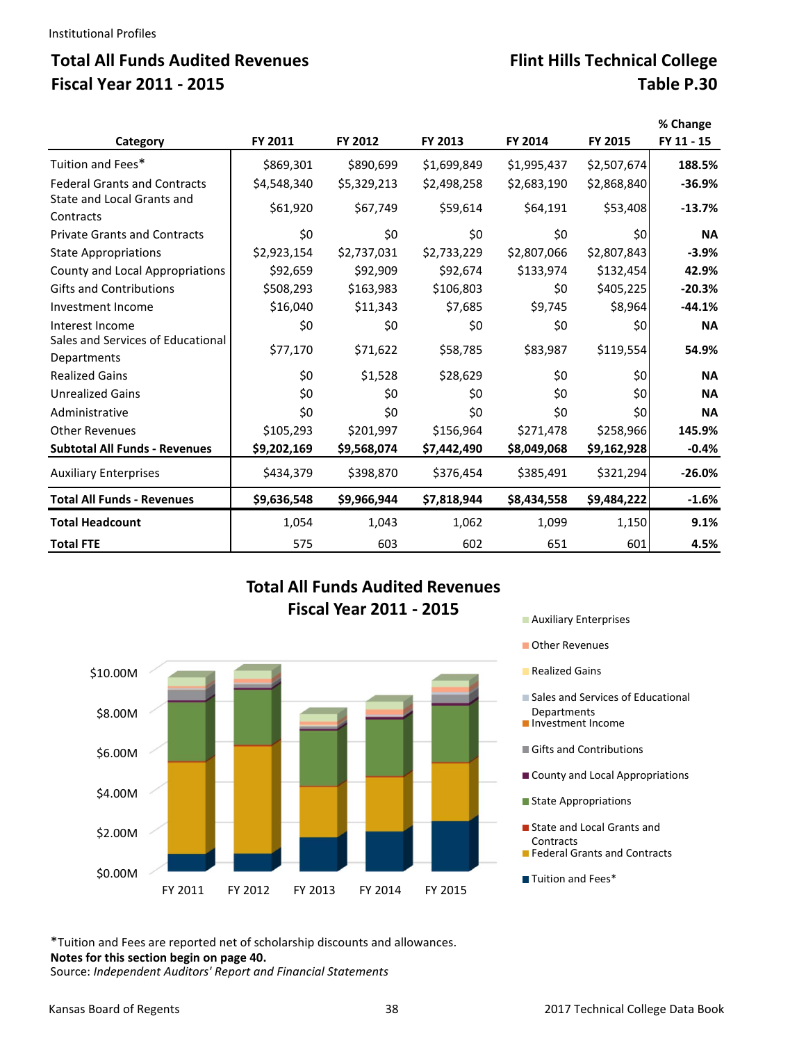Institutional Profiles

## Total All Funds Audited Revenues Fiscal Year 2011 - 2015

## Flint Hills Technical College Table P.30

| Category | FY 2011 | FY 2012 | FY 2013 | FY 2014 | FY 2015 | % Change FY 11 - 15 |
|---|---|---|---|---|---|---|
| Tuition and Fees* | $869,301 | $890,699 | $1,699,849 | $1,995,437 | $2,507,674 | **188.5%** |
| Federal Grants and Contracts | $4,548,340 | $5,329,213 | $2,498,258 | $2,683,190 | $2,868,840 | **-36.9%** |
| State and Local Grants and Contracts | $61,920 | $67,749 | $59,614 | $64,191 | $53,408 | **-13.7%** |
| Private Grants and Contracts | $0 | $0 | $0 | $0 | $0 | **NA** |
| State Appropriations | $2,923,154 | $2,737,031 | $2,733,229 | $2,807,066 | $2,807,843 | **-3.9%** |
| County and Local Appropriations | $92,659 | $92,909 | $92,674 | $133,974 | $132,454 | **42.9%** |
| Gifts and Contributions | $508,293 | $163,983 | $106,803 | $0 | $405,225 | **-20.3%** |
| Investment Income | $16,040 | $11,343 | $7,685 | $9,745 | $8,964 | **-44.1%** |
| Interest Income | $0 | $0 | $0 | $0 | $0 | **NA** |
| Sales and Services of Educational Departments | $77,170 | $71,622 | $58,785 | $83,987 | $119,554 | **54.9%** |
| Realized Gains | $0 | $1,528 | $28,629 | $0 | $0 | **NA** |
| Unrealized Gains | $0 | $0 | $0 | $0 | $0 | **NA** |
| Administrative | $0 | $0 | $0 | $0 | $0 | **NA** |
| Other Revenues | $105,293 | $201,997 | $156,964 | $271,478 | $258,966 | **145.9%** |
| **Subtotal All Funds - Revenues** | **$9,202,169** | **$9,568,074** | **$7,442,490** | **$8,049,068** | **$9,162,928** | **-0.4%** |
| Auxiliary Enterprises | $434,379 | $398,870 | $376,454 | $385,491 | $321,294 | **-26.0%** |
| **Total All Funds - Revenues** | **$9,636,548** | **$9,966,944** | **$7,818,944** | **$8,434,558** | **$9,484,222** | **-1.6%** |
| **Total Headcount** | 1,054 | 1,043 | 1,062 | 1,099 | 1,150 | **9.1%** |
| **Total FTE** | 575 | 603 | 602 | 651 | 601 | **4.5%** |

**Total All Funds Audited Revenues Fiscal Year 2011 - 2015**

$10.00M
$8.00M
$6.00M
$4.00M
$2.00M
$0.00M

FY 2011 FY 2012 FY 2013 FY 2014 FY 2015

Auxiliary Enterprises
Other Revenues
Realized Gains
Sales and Services of Educational Departments
Investment Income
Gifts and Contributions
County and Local Appropriations
State Appropriations
State and Local Grants and Contracts
Federal Grants and Contracts
Tuition and Fees*

*Tuition and Fees are reported net of scholarship discounts and allowances.
**Notes for this section begin on page 40.**
Source: *Independent Auditors' Report and Financial Statements*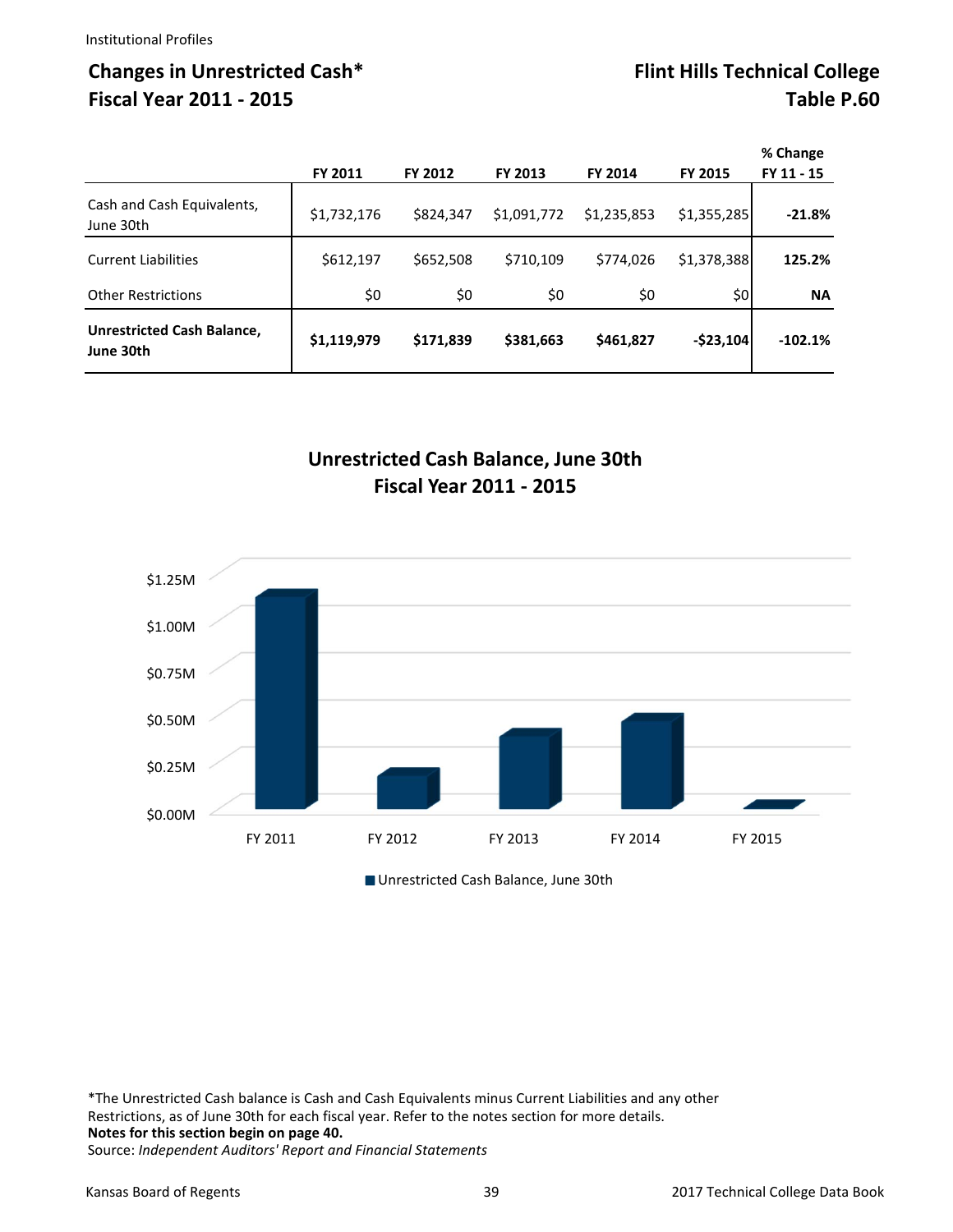## Changes in Unrestricted Cash*
## Fiscal Year 2011 - 2015

## Flint Hills Technical College
## Table P.60

| | FY 2011 | FY 2012 | FY 2013 | FY 2014 | FY 2015 | % Change FY 11 - 15 |
|---|---|---|---|---|---|---|
| Cash and Cash Equivalents, June 30th | $1,732,176 | $824,347 | $1,091,772 | $1,235,853 | $1,355,285 | **-21.8%** |
| Current Liabilities | $612,197 | $652,508 | $710,109 | $774,026 | $1,378,388 | **125.2%** |
| Other Restrictions | $0 | $0 | $0 | $0 | $0 | **NA** |
| **Unrestricted Cash Balance, June 30th** | **$1,119,979** | **$171,839** | **$381,663** | **$461,827** | **-$23,104** | **-102.1%** |

**Unrestricted Cash Balance, June 30th**
**Fiscal Year 2011 - 2015**

$1.25M
$1.00M
$0.75M
$0.50M
$0.25M
$0.00M

FY 2011
FY 2012
FY 2013
FY 2014
FY 2015

Unrestricted Cash Balance, June 30th

*The Unrestricted Cash balance is Cash and Cash Equivalents minus Current Liabilities and any other Restrictions, as of June 30th for each fiscal year. Refer to the notes section for more details.
**Notes for this section begin on page 40.**
Source: *Independent Auditors' Report and Financial Statements*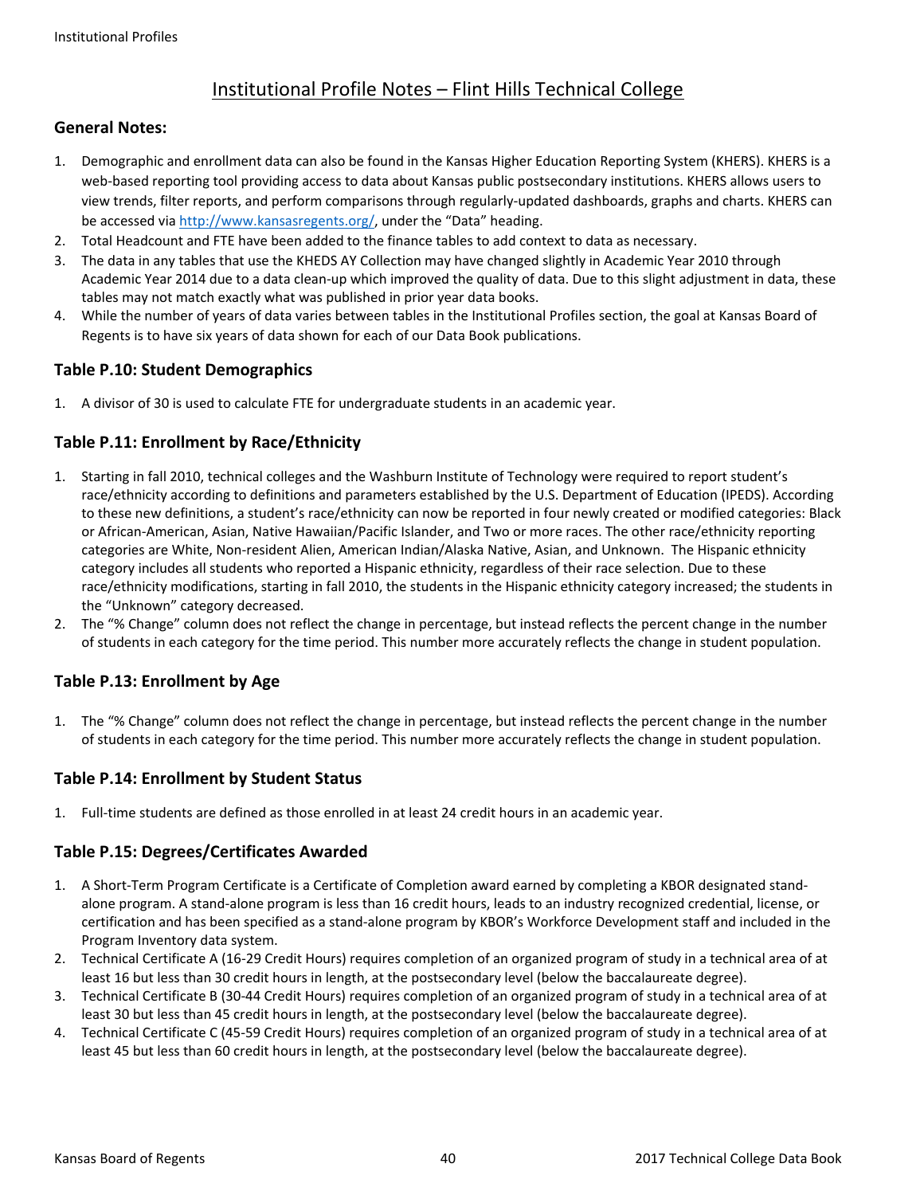# Institutional Profile Notes – Flint Hills Technical College

## General Notes:

1. Demographic and enrollment data can also be found in the Kansas Higher Education Reporting System (KHERS). KHERS is a web-based reporting tool providing access to data about Kansas public postsecondary institutions. KHERS allows users to view trends, filter reports, and perform comparisons through regularly-updated dashboards, graphs and charts. KHERS can be accessed via http://www.kansasregents.org/, under the "Data" heading.
2. Total Headcount and FTE have been added to the finance tables to add context to data as necessary.
3. The data in any tables that use the KHEDS AY Collection may have changed slightly in Academic Year 2010 through Academic Year 2014 due to a data clean-up which improved the quality of data. Due to this slight adjustment in data, these tables may not match exactly what was published in prior year data books.
4. While the number of years of data varies between tables in the Institutional Profiles section, the goal at Kansas Board of Regents is to have six years of data shown for each of our Data Book publications.

## Table P.10: Student Demographics

1. A divisor of 30 is used to calculate FTE for undergraduate students in an academic year.

## Table P.11: Enrollment by Race/Ethnicity

1. Starting in fall 2010, technical colleges and the Washburn Institute of Technology were required to report student's race/ethnicity according to definitions and parameters established by the U.S. Department of Education (IPEDS). According to these new definitions, a student's race/ethnicity can now be reported in four newly created or modified categories: Black or African-American, Asian, Native Hawaiian/Pacific Islander, and Two or more races. The other race/ethnicity reporting categories are White, Non-resident Alien, American Indian/Alaska Native, Asian, and Unknown. The Hispanic ethnicity category includes all students who reported a Hispanic ethnicity, regardless of their race selection. Due to these race/ethnicity modifications, starting in fall 2010, the students in the Hispanic ethnicity category increased; the students in the "Unknown" category decreased.
2. The "% Change" column does not reflect the change in percentage, but instead reflects the percent change in the number of students in each category for the time period. This number more accurately reflects the change in student population.

## Table P.13: Enrollment by Age

1. The "% Change" column does not reflect the change in percentage, but instead reflects the percent change in the number of students in each category for the time period. This number more accurately reflects the change in student population.

## Table P.14: Enrollment by Student Status

1. Full-time students are defined as those enrolled in at least 24 credit hours in an academic year.

## Table P.15: Degrees/Certificates Awarded

1. A Short-Term Program Certificate is a Certificate of Completion award earned by completing a KBOR designated stand-alone program. A stand-alone program is less than 16 credit hours, leads to an industry recognized credential, license, or certification and has been specified as a stand-alone program by KBOR's Workforce Development staff and included in the Program Inventory data system.
2. Technical Certificate A (16-29 Credit Hours) requires completion of an organized program of study in a technical area of at least 16 but less than 30 credit hours in length, at the postsecondary level (below the baccalaureate degree).
3. Technical Certificate B (30-44 Credit Hours) requires completion of an organized program of study in a technical area of at least 30 but less than 45 credit hours in length, at the postsecondary level (below the baccalaureate degree).
4. Technical Certificate C (45-59 Credit Hours) requires completion of an organized program of study in a technical area of at least 45 but less than 60 credit hours in length, at the postsecondary level (below the baccalaureate degree).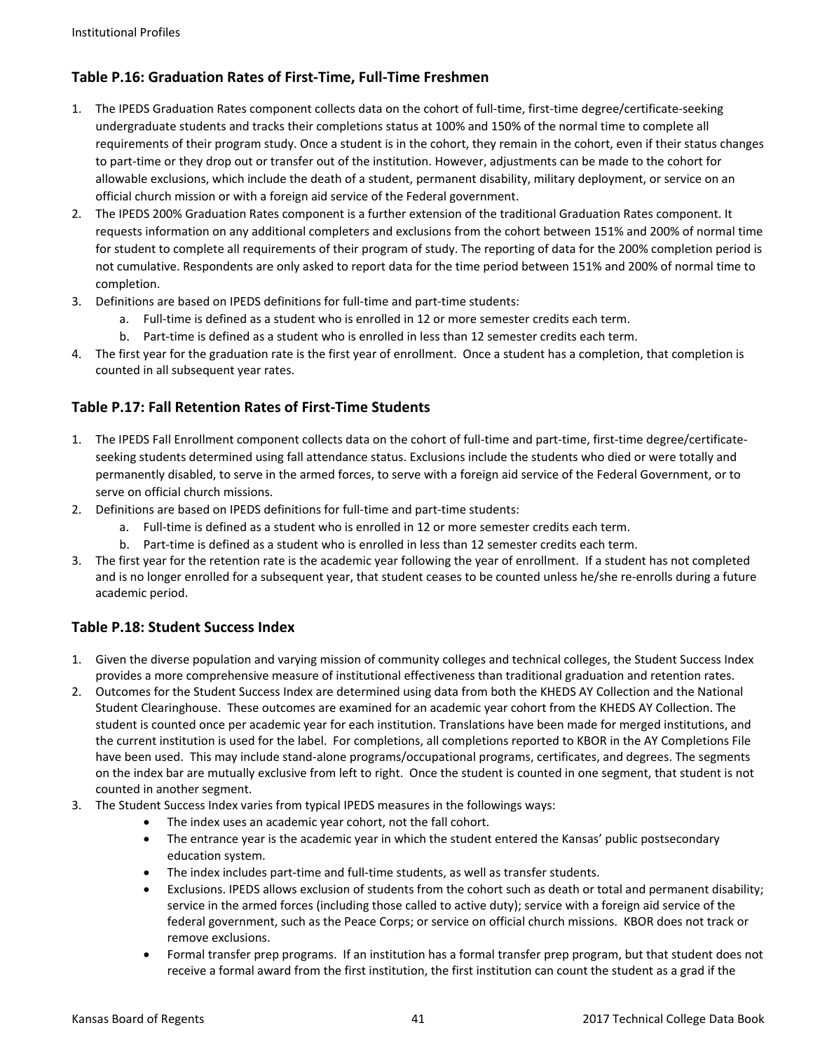### Table P.16: Graduation Rates of First-Time, Full-Time Freshmen

1. The IPEDS Graduation Rates component collects data on the cohort of full-time, first-time degree/certificate-seeking undergraduate students and tracks their completions status at 100% and 150% of the normal time to complete all requirements of their program study. Once a student is in the cohort, they remain in the cohort, even if their status changes to part-time or they drop out or transfer out of the institution. However, adjustments can be made to the cohort for allowable exclusions, which include the death of a student, permanent disability, military deployment, or service on an official church mission or with a foreign aid service of the Federal government.
2. The IPEDS 200% Graduation Rates component is a further extension of the traditional Graduation Rates component. It requests information on any additional completers and exclusions from the cohort between 151% and 200% of normal time for student to complete all requirements of their program of study. The reporting of data for the 200% completion period is not cumulative. Respondents are only asked to report data for the time period between 151% and 200% of normal time to completion.
3. Definitions are based on IPEDS definitions for full-time and part-time students:
   a. Full-time is defined as a student who is enrolled in 12 or more semester credits each term.
   b. Part-time is defined as a student who is enrolled in less than 12 semester credits each term.
4. The first year for the graduation rate is the first year of enrollment. Once a student has a completion, that completion is counted in all subsequent year rates.

### Table P.17: Fall Retention Rates of First-Time Students

1. The IPEDS Fall Enrollment component collects data on the cohort of full-time and part-time, first-time degree/certificate-seeking students determined using fall attendance status. Exclusions include the students who died or were totally and permanently disabled, to serve in the armed forces, to serve with a foreign aid service of the Federal Government, or to serve on official church missions.
2. Definitions are based on IPEDS definitions for full-time and part-time students:
   a. Full-time is defined as a student who is enrolled in 12 or more semester credits each term.
   b. Part-time is defined as a student who is enrolled in less than 12 semester credits each term.
3. The first year for the retention rate is the academic year following the year of enrollment. If a student has not completed and is no longer enrolled for a subsequent year, that student ceases to be counted unless he/she re-enrolls during a future academic period.

### Table P.18: Student Success Index

1. Given the diverse population and varying mission of community colleges and technical colleges, the Student Success Index provides a more comprehensive measure of institutional effectiveness than traditional graduation and retention rates.
2. Outcomes for the Student Success Index are determined using data from both the KHEDS AY Collection and the National Student Clearinghouse. These outcomes are examined for an academic year cohort from the KHEDS AY Collection. The student is counted once per academic year for each institution. Translations have been made for merged institutions, and the current institution is used for the label. For completions, all completions reported to KBOR in the AY Completions File have been used. This may include stand-alone programs/occupational programs, certificates, and degrees. The segments on the index bar are mutually exclusive from left to right. Once the student is counted in one segment, that student is not counted in another segment.
3. The Student Success Index varies from typical IPEDS measures in the followings ways:
   - The index uses an academic year cohort, not the fall cohort.
   - The entrance year is the academic year in which the student entered the Kansas' public postsecondary education system.
   - The index includes part-time and full-time students, as well as transfer students.
   - Exclusions. IPEDS allows exclusion of students from the cohort such as death or total and permanent disability; service in the armed forces (including those called to active duty); service with a foreign aid service of the federal government, such as the Peace Corps; or service on official church missions. KBOR does not track or remove exclusions.
   - Formal transfer prep programs. If an institution has a formal transfer prep program, but that student does not receive a formal award from the first institution, the first institution can count the student as a grad if the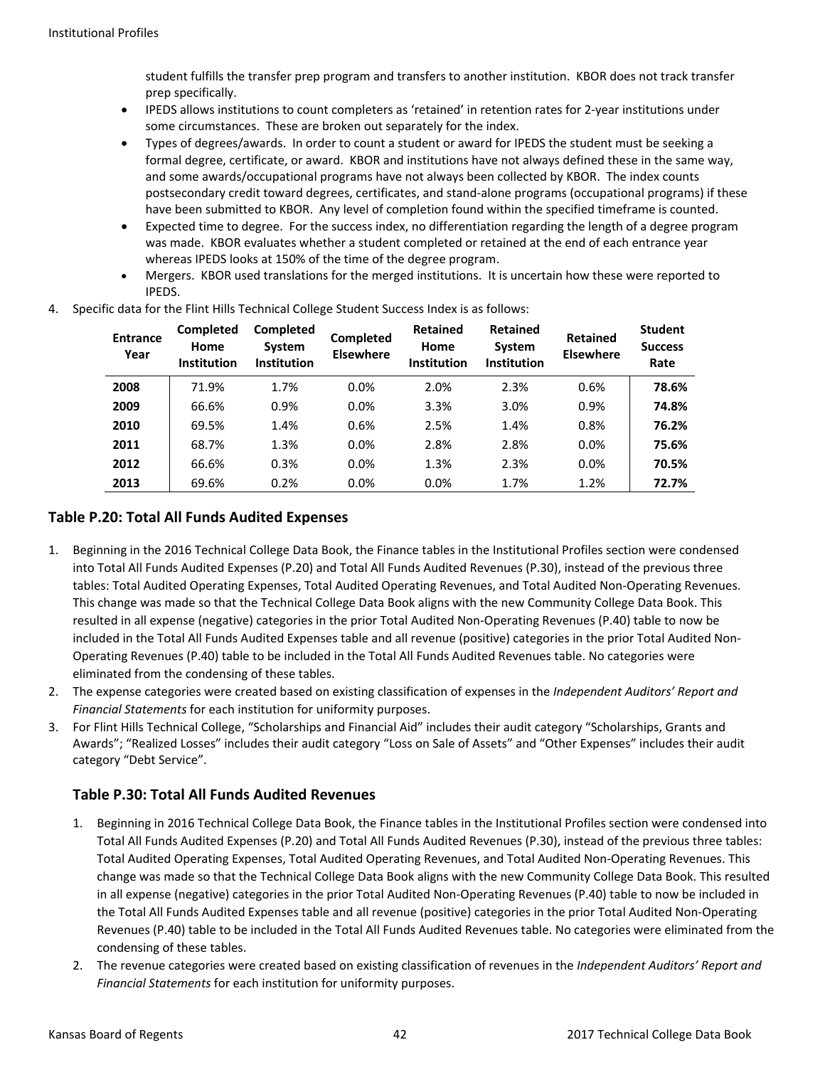student fulfills the transfer prep program and transfers to another institution. KBOR does not track transfer prep specifically.

- IPEDS allows institutions to count completers as 'retained' in retention rates for 2-year institutions under some circumstances. These are broken out separately for the index.
- Types of degrees/awards. In order to count a student or award for IPEDS the student must be seeking a formal degree, certificate, or award. KBOR and institutions have not always defined these in the same way, and some awards/occupational programs have not always been collected by KBOR. The index counts postsecondary credit toward degrees, certificates, and stand-alone programs (occupational programs) if these have been submitted to KBOR. Any level of completion found within the specified timeframe is counted.
- Expected time to degree. For the success index, no differentiation regarding the length of a degree program was made. KBOR evaluates whether a student completed or retained at the end of each entrance year whereas IPEDS looks at 150% of the time of the degree program.
- Mergers. KBOR used translations for the merged institutions. It is uncertain how these were reported to IPEDS.

4. Specific data for the Flint Hills Technical College Student Success Index is as follows:

| Entrance Year | Completed Home Institution | Completed System Institution | Completed Elsewhere | Retained Home Institution | Retained System Institution | Retained Elsewhere | Student Success Rate |
|---|---|---|---|---|---|---|---|
| **2008** | 71.9% | 1.7% | 0.0% | 2.0% | 2.3% | 0.6% | **78.6%** |
| **2009** | 66.6% | 0.9% | 0.0% | 3.3% | 3.0% | 0.9% | **74.8%** |
| **2010** | 69.5% | 1.4% | 0.6% | 2.5% | 1.4% | 0.8% | **76.2%** |
| **2011** | 68.7% | 1.3% | 0.0% | 2.8% | 2.8% | 0.0% | **75.6%** |
| **2012** | 66.6% | 0.3% | 0.0% | 1.3% | 2.3% | 0.0% | **70.5%** |
| **2013** | 69.6% | 0.2% | 0.0% | 0.0% | 1.7% | 1.2% | **72.7%** |

## Table P.20: Total All Funds Audited Expenses

1. Beginning in the 2016 Technical College Data Book, the Finance tables in the Institutional Profiles section were condensed into Total All Funds Audited Expenses (P.20) and Total All Funds Audited Revenues (P.30), instead of the previous three tables: Total Audited Operating Expenses, Total Audited Operating Revenues, and Total Audited Non-Operating Revenues. This change was made so that the Technical College Data Book aligns with the new Community College Data Book. This resulted in all expense (negative) categories in the prior Total Audited Non-Operating Revenues (P.40) table to now be included in the Total All Funds Audited Expenses table and all revenue (positive) categories in the prior Total Audited Non-Operating Revenues (P.40) table to be included in the Total All Funds Audited Revenues table. No categories were eliminated from the condensing of these tables.
2. The expense categories were created based on existing classification of expenses in the *Independent Auditors' Report and Financial Statements* for each institution for uniformity purposes.
3. For Flint Hills Technical College, "Scholarships and Financial Aid" includes their audit category "Scholarships, Grants and Awards"; "Realized Losses" includes their audit category "Loss on Sale of Assets" and "Other Expenses" includes their audit category "Debt Service".

## Table P.30: Total All Funds Audited Revenues

1. Beginning in 2016 Technical College Data Book, the Finance tables in the Institutional Profiles section were condensed into Total All Funds Audited Expenses (P.20) and Total All Funds Audited Revenues (P.30), instead of the previous three tables: Total Audited Operating Expenses, Total Audited Operating Revenues, and Total Audited Non-Operating Revenues. This change was made so that the Technical College Data Book aligns with the new Community College Data Book. This resulted in all expense (negative) categories in the prior Total Audited Non-Operating Revenues (P.40) table to now be included in the Total All Funds Audited Expenses table and all revenue (positive) categories in the prior Total Audited Non-Operating Revenues (P.40) table to be included in the Total All Funds Audited Revenues table. No categories were eliminated from the condensing of these tables.
2. The revenue categories were created based on existing classification of revenues in the *Independent Auditors' Report and Financial Statements* for each institution for uniformity purposes.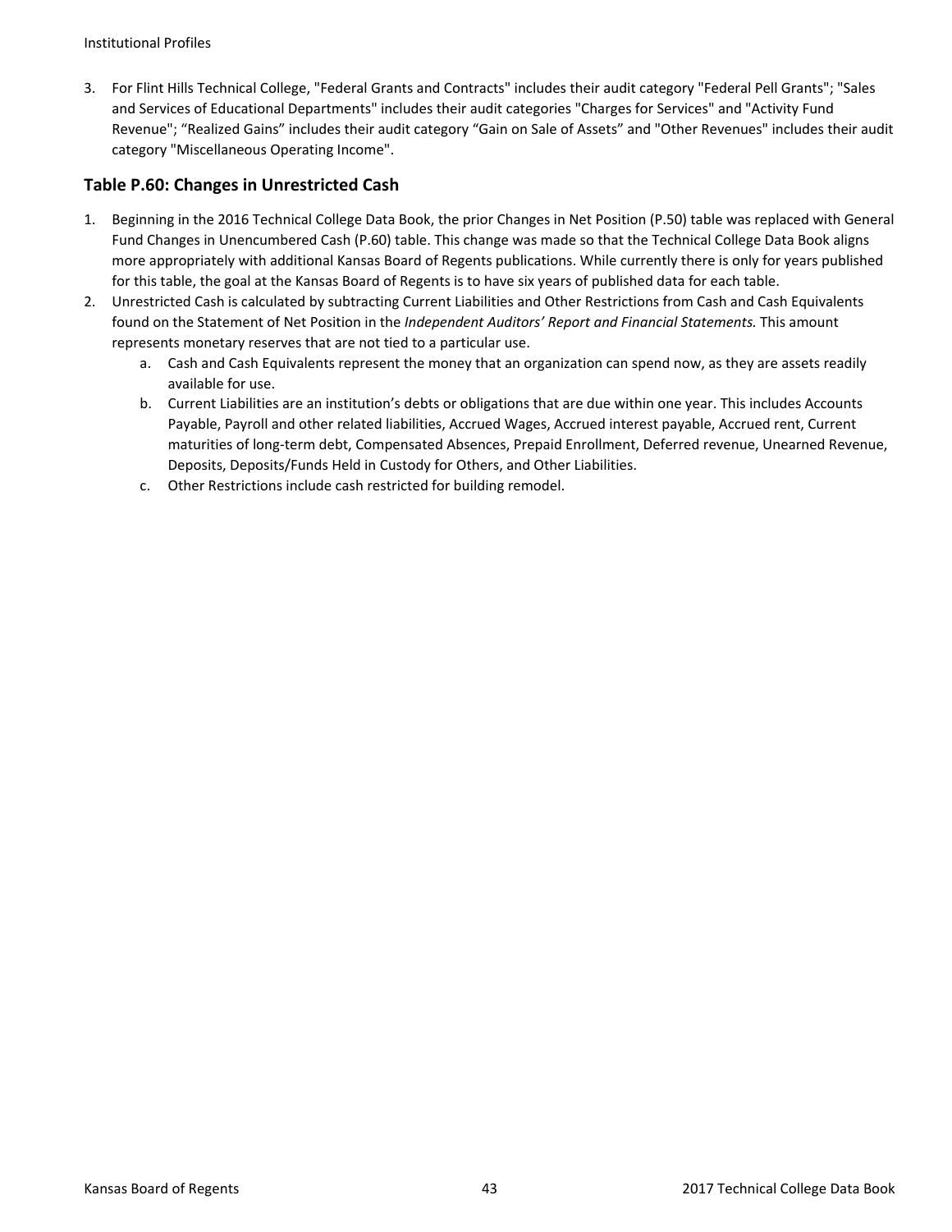3. For Flint Hills Technical College, "Federal Grants and Contracts" includes their audit category "Federal Pell Grants"; "Sales and Services of Educational Departments" includes their audit categories "Charges for Services" and "Activity Fund Revenue"; “Realized Gains” includes their audit category “Gain on Sale of Assets” and "Other Revenues" includes their audit category "Miscellaneous Operating Income".

## Table P.60: Changes in Unrestricted Cash

1. Beginning in the 2016 Technical College Data Book, the prior Changes in Net Position (P.50) table was replaced with General Fund Changes in Unencumbered Cash (P.60) table. This change was made so that the Technical College Data Book aligns more appropriately with additional Kansas Board of Regents publications. While currently there is only for years published for this table, the goal at the Kansas Board of Regents is to have six years of published data for each table.
2. Unrestricted Cash is calculated by subtracting Current Liabilities and Other Restrictions from Cash and Cash Equivalents found on the Statement of Net Position in the *Independent Auditors’ Report and Financial Statements.* This amount represents monetary reserves that are not tied to a particular use.
    a. Cash and Cash Equivalents represent the money that an organization can spend now, as they are assets readily available for use.
    b. Current Liabilities are an institution’s debts or obligations that are due within one year. This includes Accounts Payable, Payroll and other related liabilities, Accrued Wages, Accrued interest payable, Accrued rent, Current maturities of long-term debt, Compensated Absences, Prepaid Enrollment, Deferred revenue, Unearned Revenue, Deposits, Deposits/Funds Held in Custody for Others, and Other Liabilities.
    c. Other Restrictions include cash restricted for building remodel.